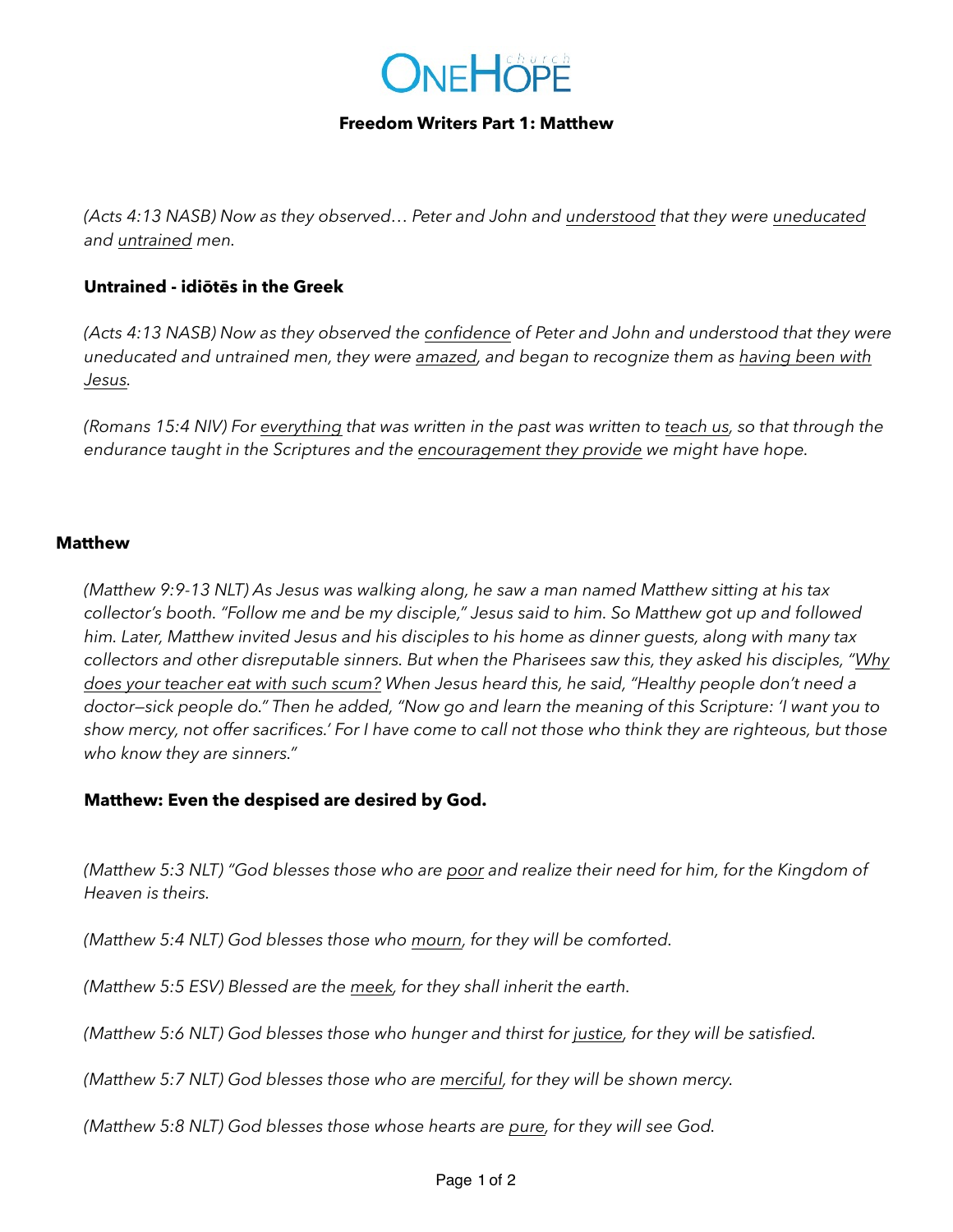# ONEHOPE church

## Freedom Writers Part 1: Matthew

*(Acts 4:13 NASB) Now as they observed… Peter and John and understood that they were uneducated and untrained men.*

**Untrained - idiōtēs in the Greek**

*(Acts 4:13 NASB) Now as they observed the confidence of Peter and John and understood that they were uneducated and untrained men, they were amazed, and began to recognize them as having been with Jesus.*

*(Romans 15:4 NIV) For everything that was written in the past was written to teach us, so that through the endurance taught in the Scriptures and the encouragement they provide we might have hope.*

### Matthew

*(Matthew 9:9-13 NLT) As Jesus was walking along, he saw a man named Matthew sitting at his tax collector's booth. "Follow me and be my disciple," Jesus said to him. So Matthew got up and followed him. Later, Matthew invited Jesus and his disciples to his home as dinner guests, along with many tax collectors and other disreputable sinners. But when the Pharisees saw this, they asked his disciples, "Why does your teacher eat with such scum? When Jesus heard this, he said, "Healthy people don't need a doctor—sick people do." Then he added, "Now go and learn the meaning of this Scripture: 'I want you to show mercy, not offer sacrifices.' For I have come to call not those who think they are righteous, but those who know they are sinners."*

**Matthew: Even the despised are desired by God.**

*(Matthew 5:3 NLT) "God blesses those who are poor and realize their need for him, for the Kingdom of Heaven is theirs.*

*(Matthew 5:4 NLT) God blesses those who mourn, for they will be comforted.*

*(Matthew 5:5 ESV) Blessed are the meek, for they shall inherit the earth.*

*(Matthew 5:6 NLT) God blesses those who hunger and thirst for justice, for they will be satisfied.*

*(Matthew 5:7 NLT) God blesses those who are merciful, for they will be shown mercy.*

*(Matthew 5:8 NLT) God blesses those whose hearts are pure, for they will see God.*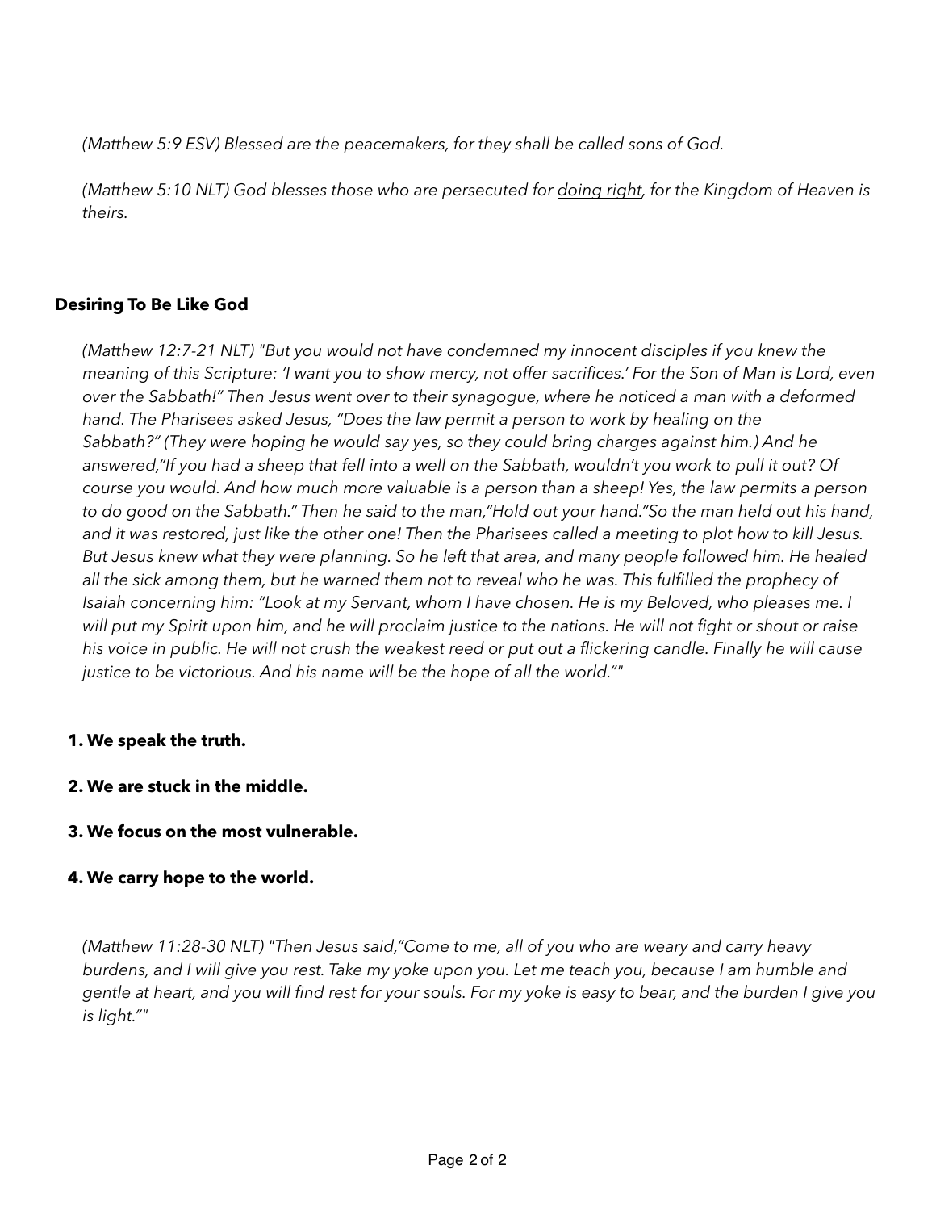*(Matthew 5:9 ESV) Blessed are the <u>peacemakers</u>, for they shall be called sons of God.*

*(Matthew 5:10 NLT) God blesses those who are persecuted for <u>doing right</u>, for the Kingdom of Heaven is theirs.*

### Desiring To Be Like God

*(Matthew 12:7-21 NLT) "But you would not have condemned my innocent disciples if you knew the meaning of this Scripture: 'I want you to show mercy, not offer sacrifices.' For the Son of Man is Lord, even over the Sabbath!" Then Jesus went over to their synagogue, where he noticed a man with a deformed hand. The Pharisees asked Jesus, "Does the law permit a person to work by healing on the Sabbath?" (They were hoping he would say yes, so they could bring charges against him.) And he answered,"If you had a sheep that fell into a well on the Sabbath, wouldn't you work to pull it out? Of course you would. And how much more valuable is a person than a sheep! Yes, the law permits a person to do good on the Sabbath." Then he said to the man,"Hold out your hand."So the man held out his hand, and it was restored, just like the other one! Then the Pharisees called a meeting to plot how to kill Jesus. But Jesus knew what they were planning. So he left that area, and many people followed him. He healed all the sick among them, but he warned them not to reveal who he was. This fulfilled the prophecy of Isaiah concerning him: "Look at my Servant, whom I have chosen. He is my Beloved, who pleases me. I will put my Spirit upon him, and he will proclaim justice to the nations. He will not fight or shout or raise his voice in public. He will not crush the weakest reed or put out a flickering candle. Finally he will cause justice to be victorious. And his name will be the hope of all the world.""*

1. **We speak the truth.**
2. **We are stuck in the middle.**
3. **We focus on the most vulnerable.**
4. **We carry hope to the world.**

*(Matthew 11:28-30 NLT) "Then Jesus said,"Come to me, all of you who are weary and carry heavy burdens, and I will give you rest. Take my yoke upon you. Let me teach you, because I am humble and gentle at heart, and you will find rest for your souls. For my yoke is easy to bear, and the burden I give you is light.""*